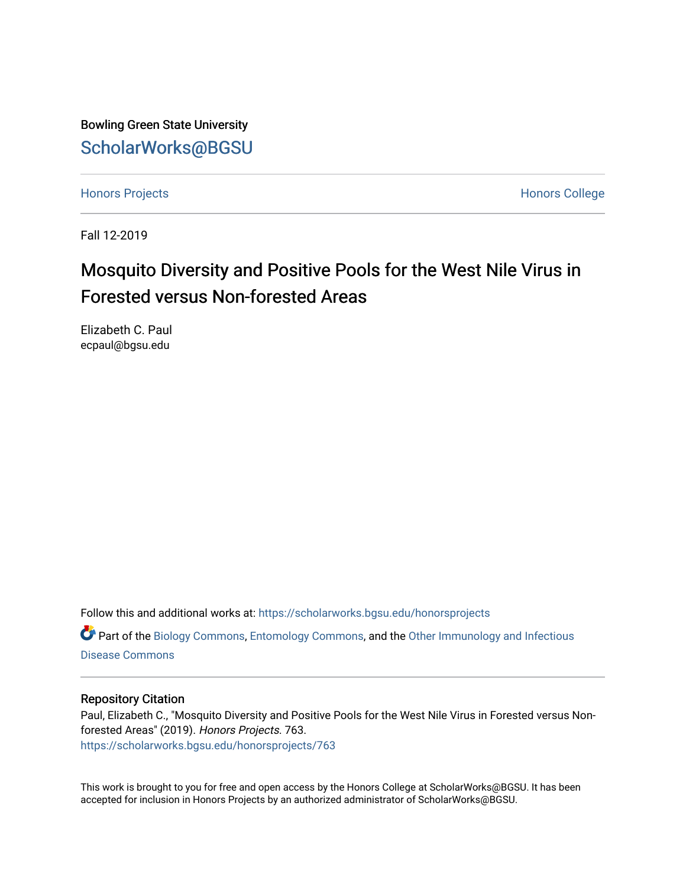Bowling Green State University

# ScholarWorks@BGSU

Honors Projects

Honors College

Fall 12-2019

# Mosquito Diversity and Positive Pools for the West Nile Virus in Forested versus Non-forested Areas

Elizabeth C. Paul
ecpaul@bgsu.edu

Follow this and additional works at: https://scholarworks.bgsu.edu/honorsprojects

Part of the Biology Commons, Entomology Commons, and the Other Immunology and Infectious Disease Commons

## Repository Citation

Paul, Elizabeth C., "Mosquito Diversity and Positive Pools for the West Nile Virus in Forested versus Non-forested Areas" (2019). *Honors Projects*. 763.
https://scholarworks.bgsu.edu/honorsprojects/763

This work is brought to you for free and open access by the Honors College at ScholarWorks@BGSU. It has been accepted for inclusion in Honors Projects by an authorized administrator of ScholarWorks@BGSU.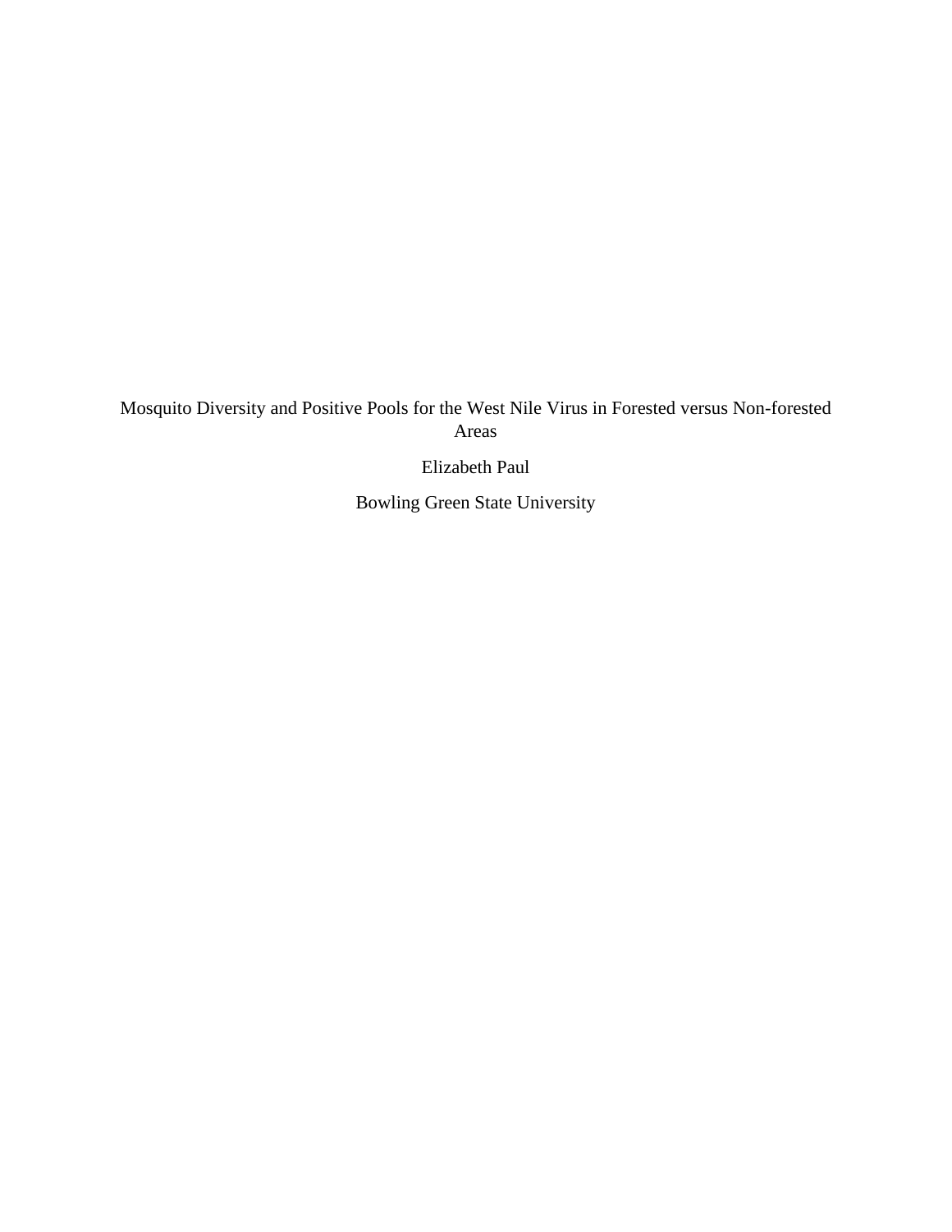# Mosquito Diversity and Positive Pools for the West Nile Virus in Forested versus Non-forested Areas

Elizabeth Paul

Bowling Green State University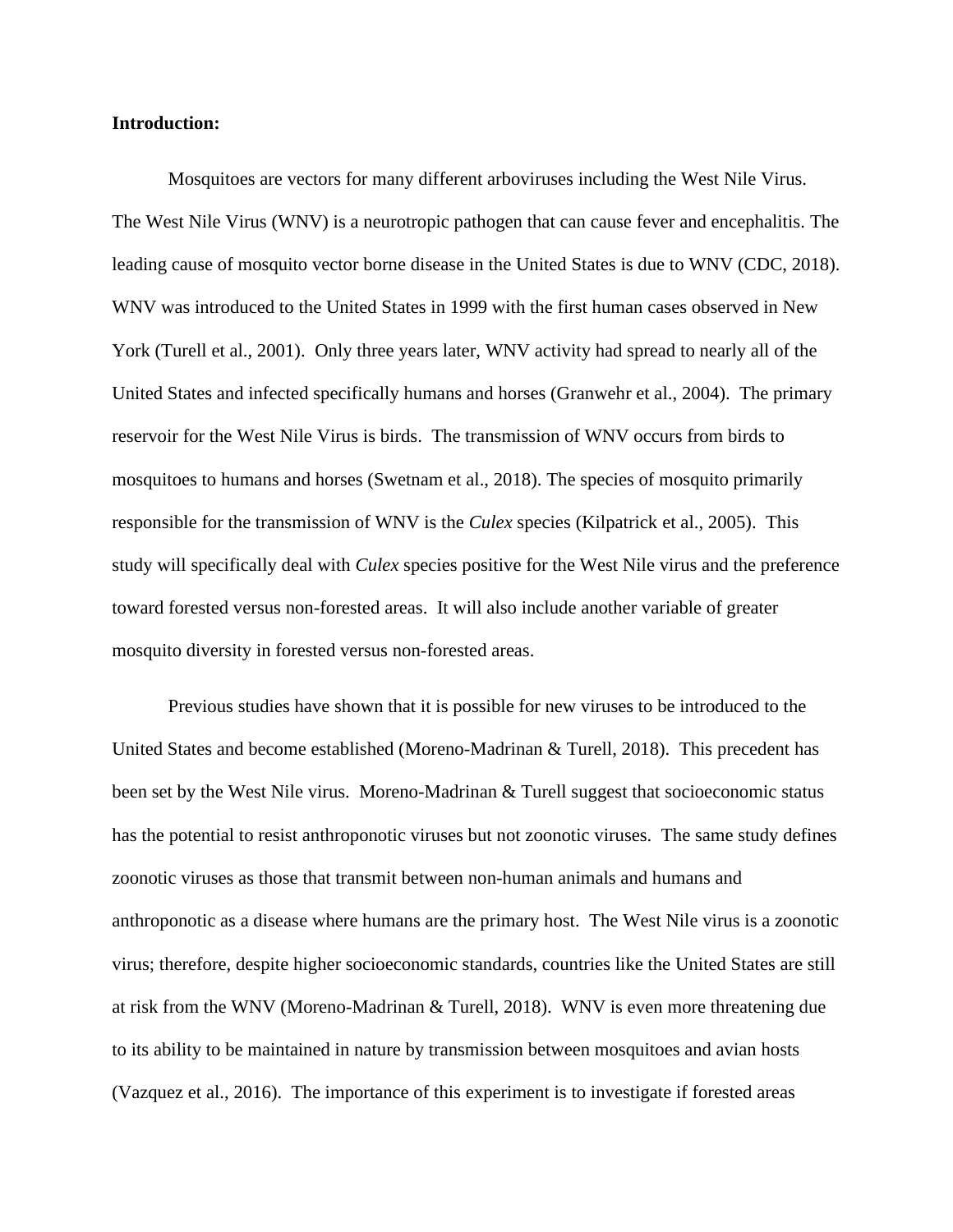**Introduction:**

Mosquitoes are vectors for many different arboviruses including the West Nile Virus. The West Nile Virus (WNV) is a neurotropic pathogen that can cause fever and encephalitis. The leading cause of mosquito vector borne disease in the United States is due to WNV (CDC, 2018). WNV was introduced to the United States in 1999 with the first human cases observed in New York (Turell et al., 2001). Only three years later, WNV activity had spread to nearly all of the United States and infected specifically humans and horses (Granwehr et al., 2004). The primary reservoir for the West Nile Virus is birds. The transmission of WNV occurs from birds to mosquitoes to humans and horses (Swetnam et al., 2018). The species of mosquito primarily responsible for the transmission of WNV is the *Culex* species (Kilpatrick et al., 2005). This study will specifically deal with *Culex* species positive for the West Nile virus and the preference toward forested versus non-forested areas. It will also include another variable of greater mosquito diversity in forested versus non-forested areas.

Previous studies have shown that it is possible for new viruses to be introduced to the United States and become established (Moreno-Madrinan & Turell, 2018). This precedent has been set by the West Nile virus. Moreno-Madrinan & Turell suggest that socioeconomic status has the potential to resist anthroponotic viruses but not zoonotic viruses. The same study defines zoonotic viruses as those that transmit between non-human animals and humans and anthroponotic as a disease where humans are the primary host. The West Nile virus is a zoonotic virus; therefore, despite higher socioeconomic standards, countries like the United States are still at risk from the WNV (Moreno-Madrinan & Turell, 2018). WNV is even more threatening due to its ability to be maintained in nature by transmission between mosquitoes and avian hosts (Vazquez et al., 2016). The importance of this experiment is to investigate if forested areas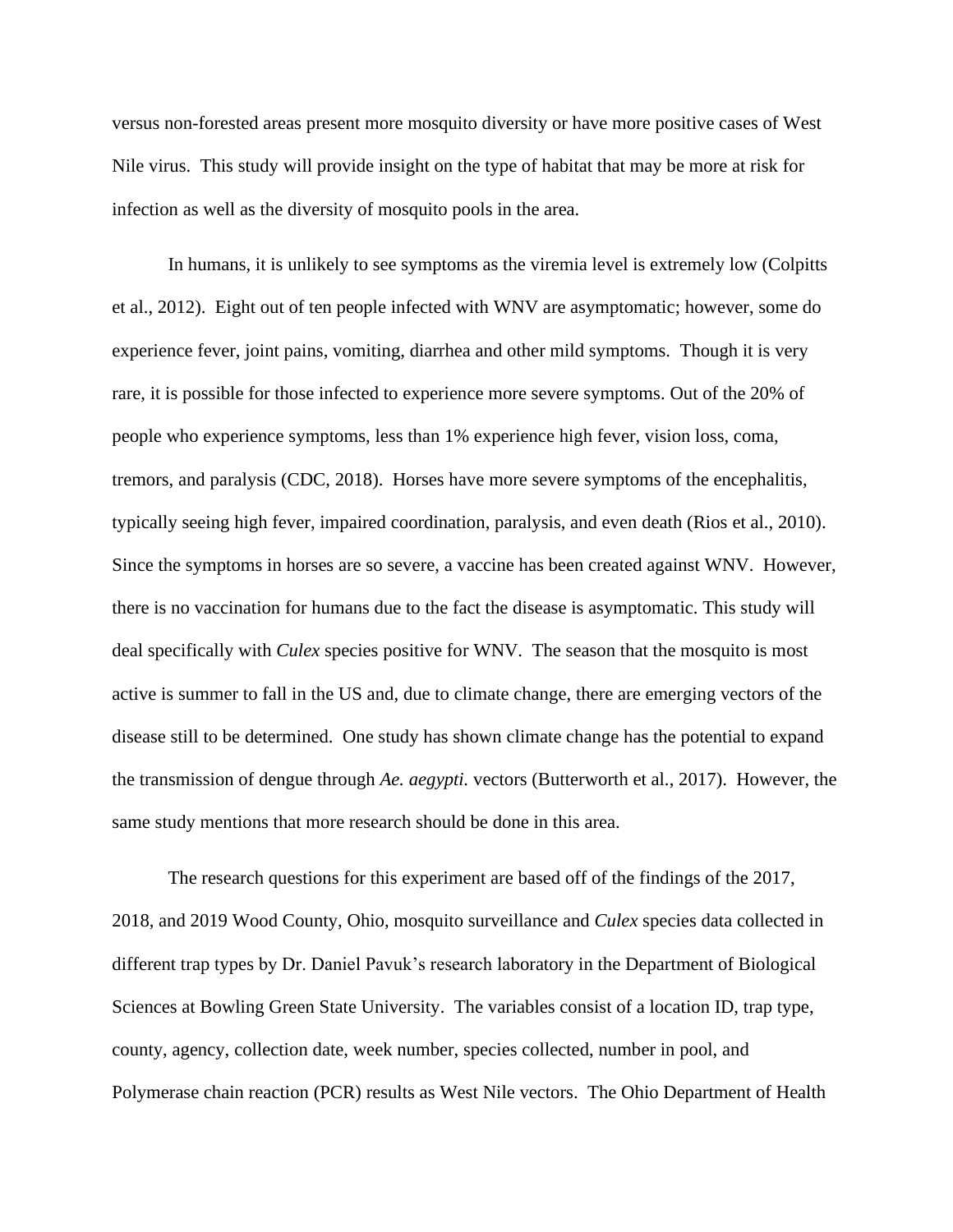versus non-forested areas present more mosquito diversity or have more positive cases of West Nile virus. This study will provide insight on the type of habitat that may be more at risk for infection as well as the diversity of mosquito pools in the area.

In humans, it is unlikely to see symptoms as the viremia level is extremely low (Colpitts et al., 2012). Eight out of ten people infected with WNV are asymptomatic; however, some do experience fever, joint pains, vomiting, diarrhea and other mild symptoms. Though it is very rare, it is possible for those infected to experience more severe symptoms. Out of the 20% of people who experience symptoms, less than 1% experience high fever, vision loss, coma, tremors, and paralysis (CDC, 2018). Horses have more severe symptoms of the encephalitis, typically seeing high fever, impaired coordination, paralysis, and even death (Rios et al., 2010). Since the symptoms in horses are so severe, a vaccine has been created against WNV. However, there is no vaccination for humans due to the fact the disease is asymptomatic. This study will deal specifically with *Culex* species positive for WNV. The season that the mosquito is most active is summer to fall in the US and, due to climate change, there are emerging vectors of the disease still to be determined. One study has shown climate change has the potential to expand the transmission of dengue through *Ae. aegypti.* vectors (Butterworth et al., 2017). However, the same study mentions that more research should be done in this area.

The research questions for this experiment are based off of the findings of the 2017, 2018, and 2019 Wood County, Ohio, mosquito surveillance and *Culex* species data collected in different trap types by Dr. Daniel Pavuk's research laboratory in the Department of Biological Sciences at Bowling Green State University. The variables consist of a location ID, trap type, county, agency, collection date, week number, species collected, number in pool, and Polymerase chain reaction (PCR) results as West Nile vectors. The Ohio Department of Health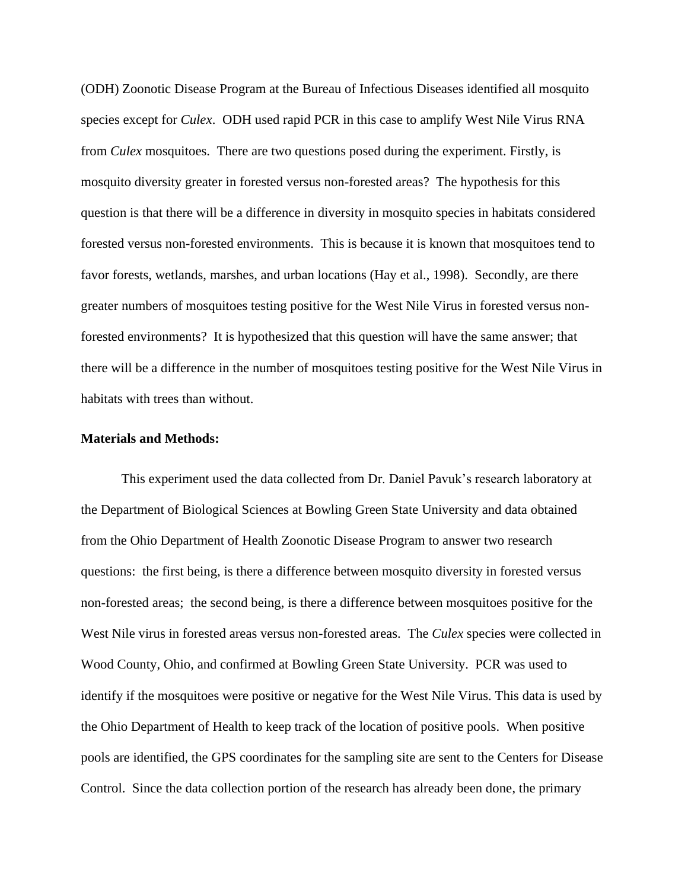(ODH) Zoonotic Disease Program at the Bureau of Infectious Diseases identified all mosquito species except for *Culex*. ODH used rapid PCR in this case to amplify West Nile Virus RNA from *Culex* mosquitoes. There are two questions posed during the experiment. Firstly, is mosquito diversity greater in forested versus non-forested areas? The hypothesis for this question is that there will be a difference in diversity in mosquito species in habitats considered forested versus non-forested environments. This is because it is known that mosquitoes tend to favor forests, wetlands, marshes, and urban locations (Hay et al., 1998). Secondly, are there greater numbers of mosquitoes testing positive for the West Nile Virus in forested versus non-forested environments? It is hypothesized that this question will have the same answer; that there will be a difference in the number of mosquitoes testing positive for the West Nile Virus in habitats with trees than without.

**Materials and Methods:**

This experiment used the data collected from Dr. Daniel Pavuk's research laboratory at the Department of Biological Sciences at Bowling Green State University and data obtained from the Ohio Department of Health Zoonotic Disease Program to answer two research questions: the first being, is there a difference between mosquito diversity in forested versus non-forested areas; the second being, is there a difference between mosquitoes positive for the West Nile virus in forested areas versus non-forested areas. The *Culex* species were collected in Wood County, Ohio, and confirmed at Bowling Green State University. PCR was used to identify if the mosquitoes were positive or negative for the West Nile Virus. This data is used by the Ohio Department of Health to keep track of the location of positive pools. When positive pools are identified, the GPS coordinates for the sampling site are sent to the Centers for Disease Control. Since the data collection portion of the research has already been done, the primary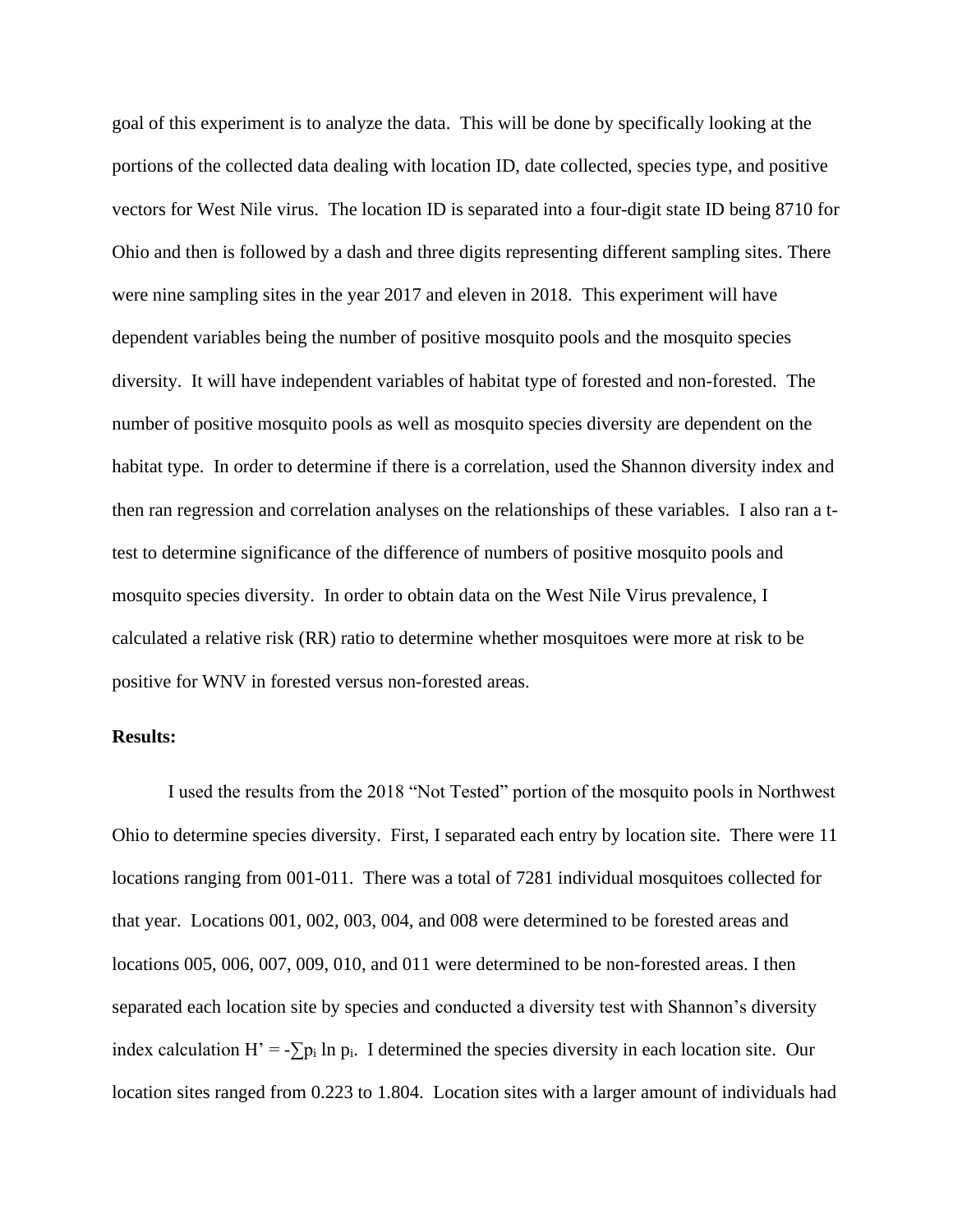goal of this experiment is to analyze the data. This will be done by specifically looking at the portions of the collected data dealing with location ID, date collected, species type, and positive vectors for West Nile virus. The location ID is separated into a four-digit state ID being 8710 for Ohio and then is followed by a dash and three digits representing different sampling sites. There were nine sampling sites in the year 2017 and eleven in 2018. This experiment will have dependent variables being the number of positive mosquito pools and the mosquito species diversity. It will have independent variables of habitat type of forested and non-forested. The number of positive mosquito pools as well as mosquito species diversity are dependent on the habitat type. In order to determine if there is a correlation, used the Shannon diversity index and then ran regression and correlation analyses on the relationships of these variables. I also ran a t-test to determine significance of the difference of numbers of positive mosquito pools and mosquito species diversity. In order to obtain data on the West Nile Virus prevalence, I calculated a relative risk (RR) ratio to determine whether mosquitoes were more at risk to be positive for WNV in forested versus non-forested areas.

**Results:**

I used the results from the 2018 "Not Tested" portion of the mosquito pools in Northwest Ohio to determine species diversity. First, I separated each entry by location site. There were 11 locations ranging from 001-011. There was a total of 7281 individual mosquitoes collected for that year. Locations 001, 002, 003, 004, and 008 were determined to be forested areas and locations 005, 006, 007, 009, 010, and 011 were determined to be non-forested areas. I then separated each location site by species and conducted a diversity test with Shannon's diversity index calculation $H' = -\sum p_i \ln p_i$. I determined the species diversity in each location site. Our location sites ranged from 0.223 to 1.804. Location sites with a larger amount of individuals had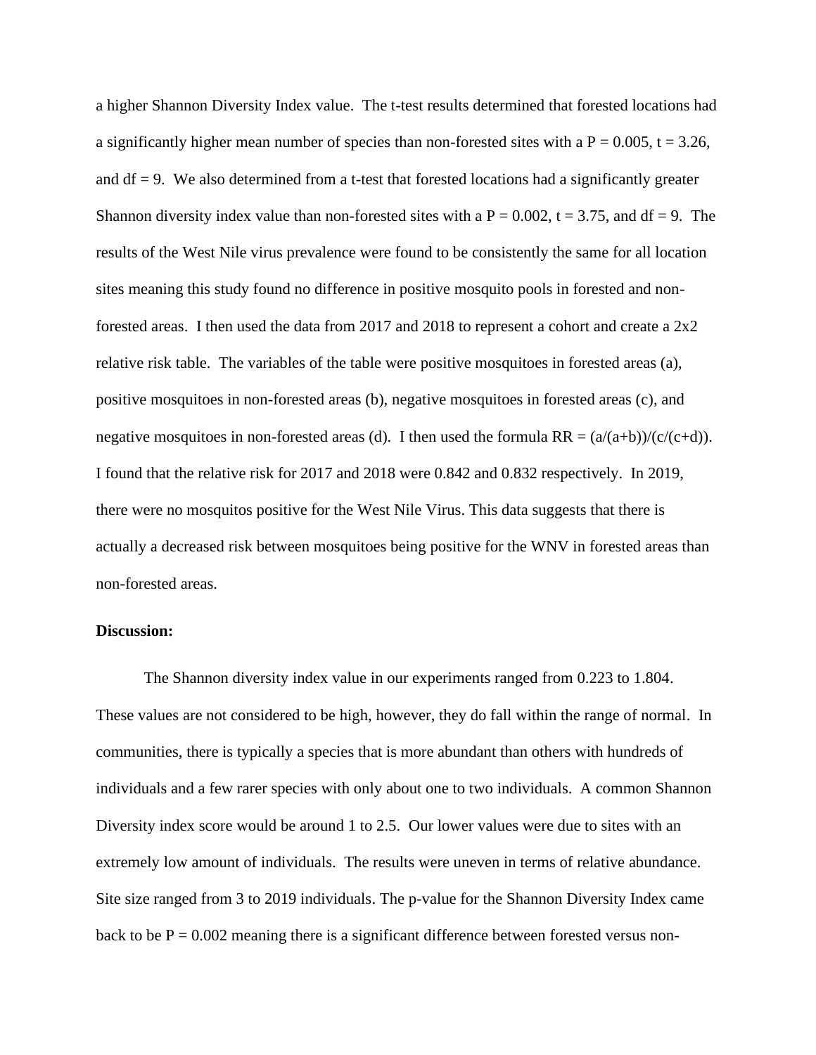a higher Shannon Diversity Index value. The t-test results determined that forested locations had a significantly higher mean number of species than non-forested sites with a $P = 0.005$, $t = 3.26$, and $df = 9$. We also determined from a t-test that forested locations had a significantly greater Shannon diversity index value than non-forested sites with a $P = 0.002$, $t = 3.75$, and $df = 9$. The results of the West Nile virus prevalence were found to be consistently the same for all location sites meaning this study found no difference in positive mosquito pools in forested and non-forested areas. I then used the data from 2017 and 2018 to represent a cohort and create a 2x2 relative risk table. The variables of the table were positive mosquitoes in forested areas (a), positive mosquitoes in non-forested areas (b), negative mosquitoes in forested areas (c), and negative mosquitoes in non-forested areas (d). I then used the formula $RR = (a/(a+b))/(c/(c+d))$. I found that the relative risk for 2017 and 2018 were 0.842 and 0.832 respectively. In 2019, there were no mosquitos positive for the West Nile Virus. This data suggests that there is actually a decreased risk between mosquitoes being positive for the WNV in forested areas than non-forested areas.

**Discussion:**

The Shannon diversity index value in our experiments ranged from 0.223 to 1.804. These values are not considered to be high, however, they do fall within the range of normal. In communities, there is typically a species that is more abundant than others with hundreds of individuals and a few rarer species with only about one to two individuals. A common Shannon Diversity index score would be around 1 to 2.5. Our lower values were due to sites with an extremely low amount of individuals. The results were uneven in terms of relative abundance. Site size ranged from 3 to 2019 individuals. The p-value for the Shannon Diversity Index came back to be $P = 0.002$ meaning there is a significant difference between forested versus non-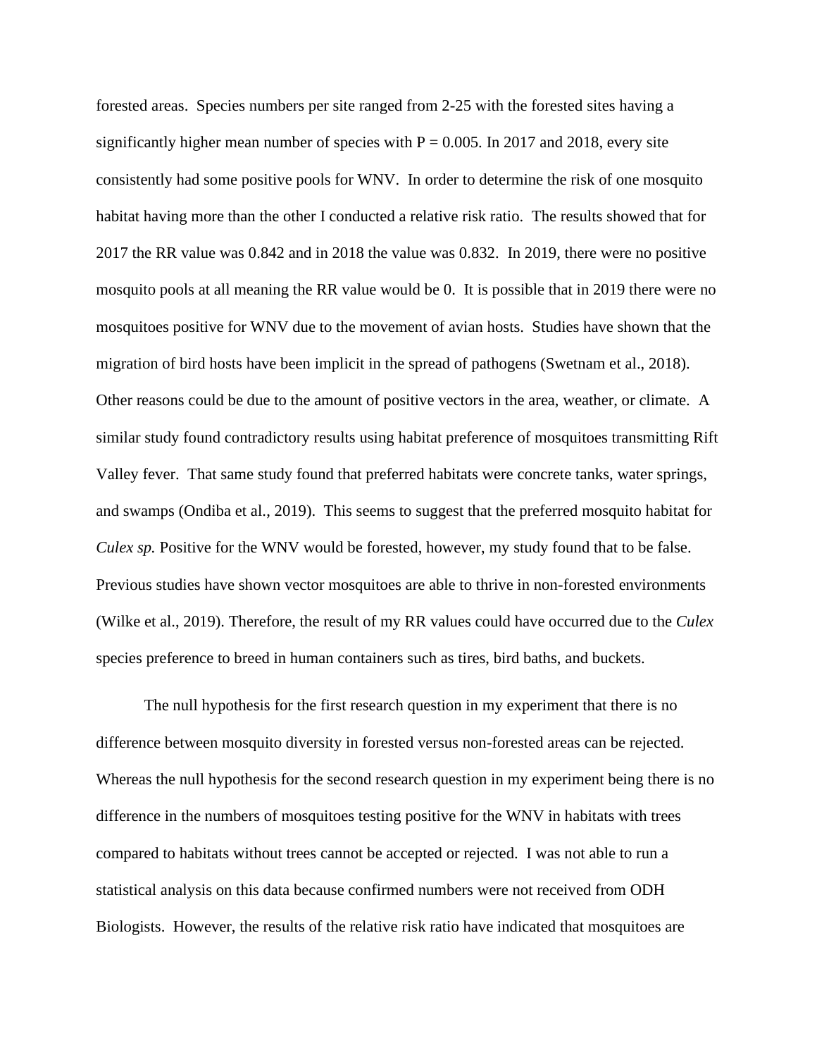forested areas. Species numbers per site ranged from 2-25 with the forested sites having a significantly higher mean number of species with $P = 0.005$. In 2017 and 2018, every site consistently had some positive pools for WNV. In order to determine the risk of one mosquito habitat having more than the other I conducted a relative risk ratio. The results showed that for 2017 the RR value was 0.842 and in 2018 the value was 0.832. In 2019, there were no positive mosquito pools at all meaning the RR value would be 0. It is possible that in 2019 there were no mosquitoes positive for WNV due to the movement of avian hosts. Studies have shown that the migration of bird hosts have been implicit in the spread of pathogens (Swetnam et al., 2018). Other reasons could be due to the amount of positive vectors in the area, weather, or climate. A similar study found contradictory results using habitat preference of mosquitoes transmitting Rift Valley fever. That same study found that preferred habitats were concrete tanks, water springs, and swamps (Ondiba et al., 2019). This seems to suggest that the preferred mosquito habitat for *Culex sp.* Positive for the WNV would be forested, however, my study found that to be false. Previous studies have shown vector mosquitoes are able to thrive in non-forested environments (Wilke et al., 2019). Therefore, the result of my RR values could have occurred due to the *Culex* species preference to breed in human containers such as tires, bird baths, and buckets.

The null hypothesis for the first research question in my experiment that there is no difference between mosquito diversity in forested versus non-forested areas can be rejected. Whereas the null hypothesis for the second research question in my experiment being there is no difference in the numbers of mosquitoes testing positive for the WNV in habitats with trees compared to habitats without trees cannot be accepted or rejected. I was not able to run a statistical analysis on this data because confirmed numbers were not received from ODH Biologists. However, the results of the relative risk ratio have indicated that mosquitoes are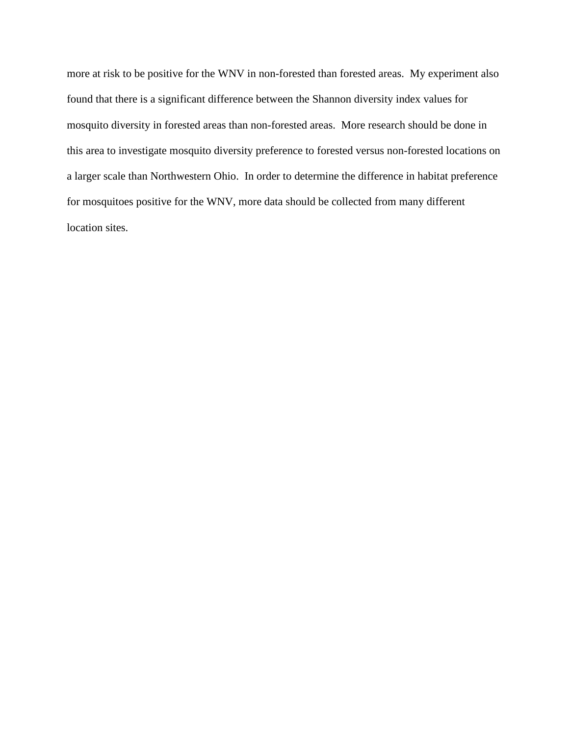more at risk to be positive for the WNV in non-forested than forested areas. My experiment also found that there is a significant difference between the Shannon diversity index values for mosquito diversity in forested areas than non-forested areas. More research should be done in this area to investigate mosquito diversity preference to forested versus non-forested locations on a larger scale than Northwestern Ohio. In order to determine the difference in habitat preference for mosquitoes positive for the WNV, more data should be collected from many different location sites.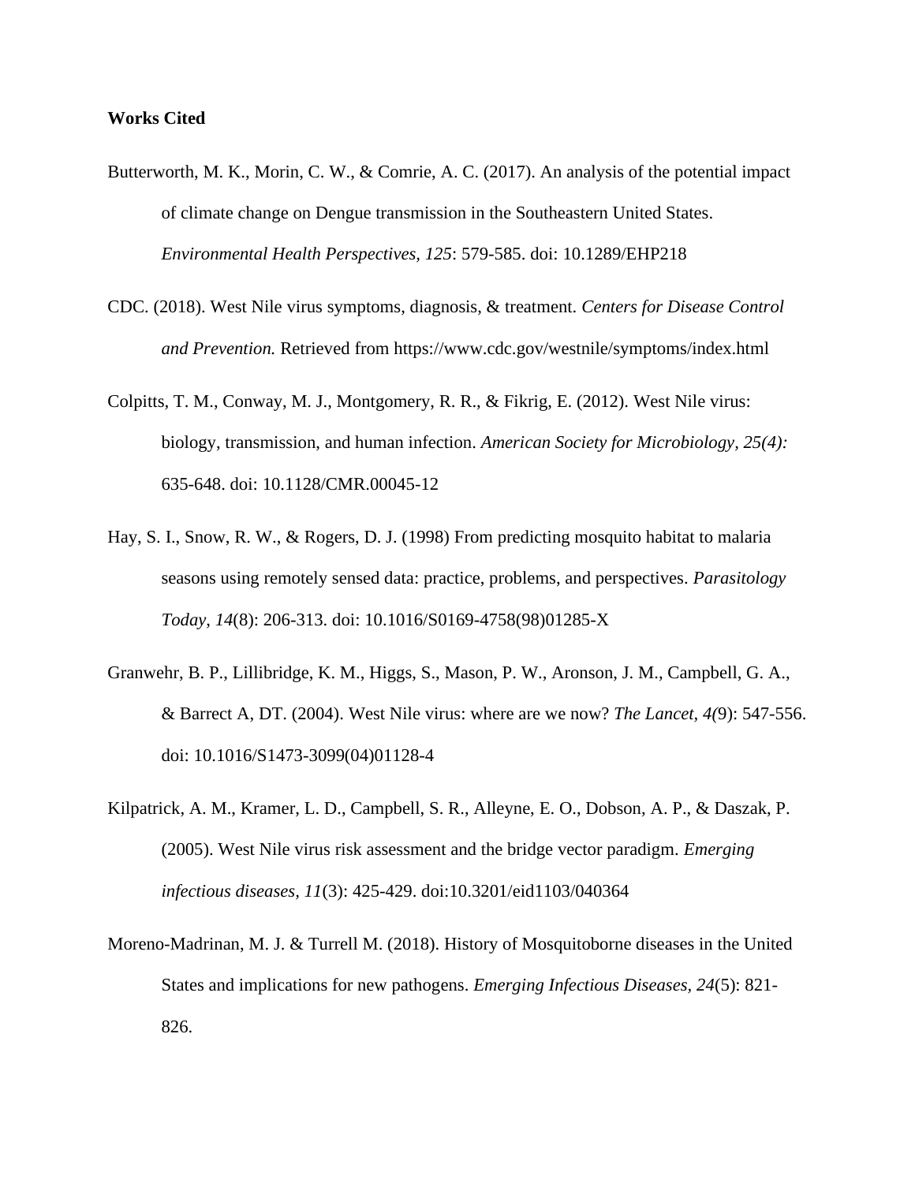**Works Cited**

Butterworth, M. K., Morin, C. W., & Comrie, A. C. (2017). An analysis of the potential impact of climate change on Dengue transmission in the Southeastern United States. *Environmental Health Perspectives*, *125*: 579-585. doi: 10.1289/EHP218

CDC. (2018). West Nile virus symptoms, diagnosis, & treatment. *Centers for Disease Control and Prevention.* Retrieved from https://www.cdc.gov/westnile/symptoms/index.html

Colpitts, T. M., Conway, M. J., Montgomery, R. R., & Fikrig, E. (2012). West Nile virus: biology, transmission, and human infection. *American Society for Microbiology, 25(4):* 635-648. doi: 10.1128/CMR.00045-12

Hay, S. I., Snow, R. W., & Rogers, D. J. (1998) From predicting mosquito habitat to malaria seasons using remotely sensed data: practice, problems, and perspectives. *Parasitology Today*, *14*(8): 206-313. doi: 10.1016/S0169-4758(98)01285-X

Granwehr, B. P., Lillibridge, K. M., Higgs, S., Mason, P. W., Aronson, J. M., Campbell, G. A., & Barrect A, DT. (2004). West Nile virus: where are we now? *The Lancet*, *4(*9): 547-556. doi: 10.1016/S1473-3099(04)01128-4

Kilpatrick, A. M., Kramer, L. D., Campbell, S. R., Alleyne, E. O., Dobson, A. P., & Daszak, P. (2005). West Nile virus risk assessment and the bridge vector paradigm. *Emerging infectious diseases*, *11*(3): 425-429. doi:10.3201/eid1103/040364

Moreno-Madrinan, M. J. & Turrell M. (2018). History of Mosquitoborne diseases in the United States and implications for new pathogens. *Emerging Infectious Diseases*, *24*(5): 821-826.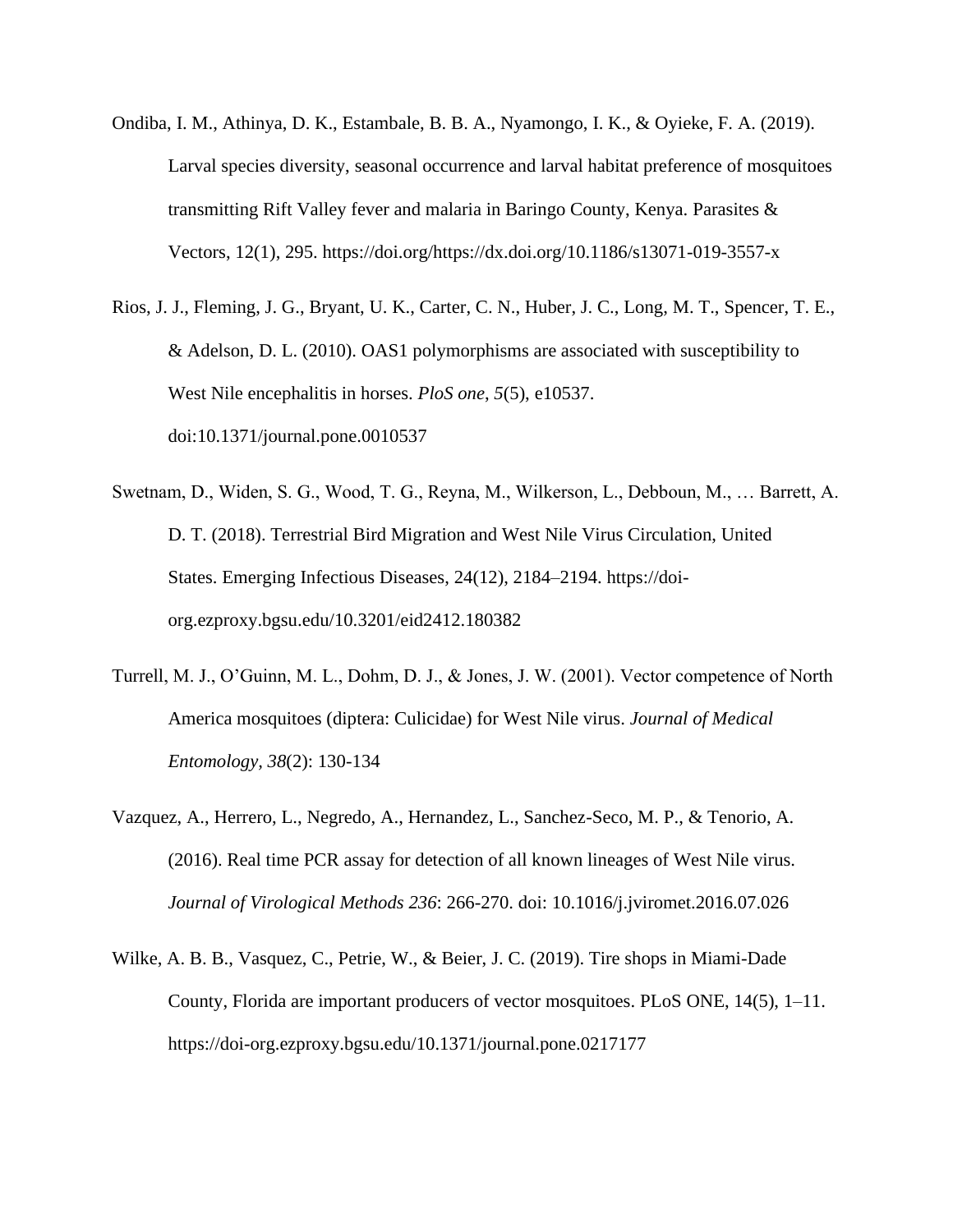Ondiba, I. M., Athinya, D. K., Estambale, B. B. A., Nyamongo, I. K., & Oyieke, F. A. (2019). Larval species diversity, seasonal occurrence and larval habitat preference of mosquitoes transmitting Rift Valley fever and malaria in Baringo County, Kenya. Parasites & Vectors, 12(1), 295. https://doi.org/https://dx.doi.org/10.1186/s13071-019-3557-x

Rios, J. J., Fleming, J. G., Bryant, U. K., Carter, C. N., Huber, J. C., Long, M. T., Spencer, T. E., & Adelson, D. L. (2010). OAS1 polymorphisms are associated with susceptibility to West Nile encephalitis in horses. *PloS one*, *5*(5), e10537. doi:10.1371/journal.pone.0010537

Swetnam, D., Widen, S. G., Wood, T. G., Reyna, M., Wilkerson, L., Debboun, M., … Barrett, A. D. T. (2018). Terrestrial Bird Migration and West Nile Virus Circulation, United States. Emerging Infectious Diseases, 24(12), 2184–2194. https://doi-org.ezproxy.bgsu.edu/10.3201/eid2412.180382

Turrell, M. J., O'Guinn, M. L., Dohm, D. J., & Jones, J. W. (2001). Vector competence of North America mosquitoes (diptera: Culicidae) for West Nile virus. *Journal of Medical Entomology, 38*(2): 130-134

Vazquez, A., Herrero, L., Negredo, A., Hernandez, L., Sanchez-Seco, M. P., & Tenorio, A. (2016). Real time PCR assay for detection of all known lineages of West Nile virus. *Journal of Virological Methods 236*: 266-270. doi: 10.1016/j.jviromet.2016.07.026

Wilke, A. B. B., Vasquez, C., Petrie, W., & Beier, J. C. (2019). Tire shops in Miami-Dade County, Florida are important producers of vector mosquitoes. PLoS ONE, 14(5), 1–11. https://doi-org.ezproxy.bgsu.edu/10.1371/journal.pone.0217177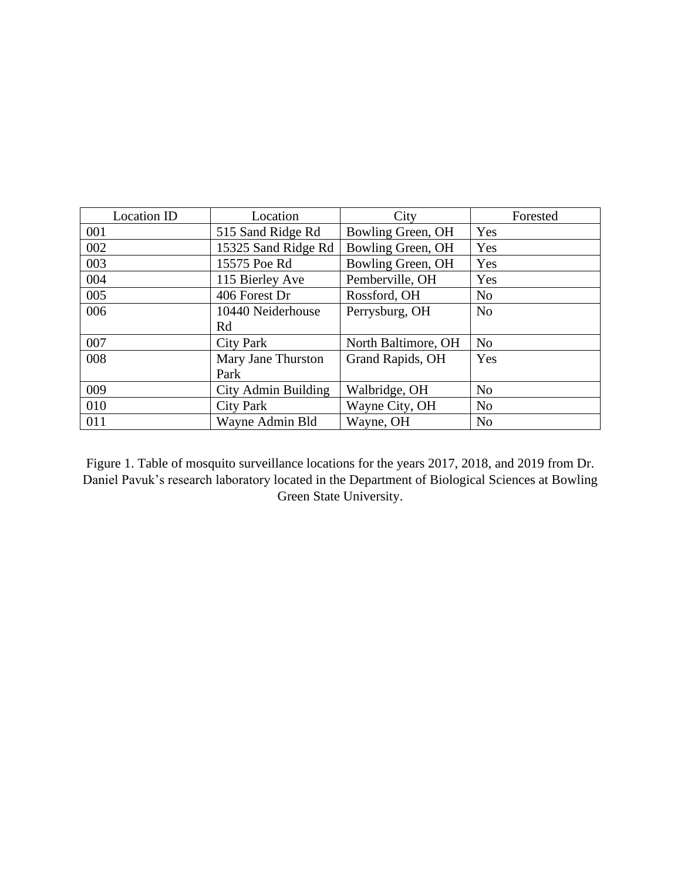| Location ID | Location | City | Forested |
| --- | --- | --- | --- |
| 001 | 515 Sand Ridge Rd | Bowling Green, OH | Yes |
| 002 | 15325 Sand Ridge Rd | Bowling Green, OH | Yes |
| 003 | 15575 Poe Rd | Bowling Green, OH | Yes |
| 004 | 115 Bierley Ave | Pemberville, OH | Yes |
| 005 | 406 Forest Dr | Rossford, OH | No |
| 006 | 10440 Neiderhouse Rd | Perrysburg, OH | No |
| 007 | City Park | North Baltimore, OH | No |
| 008 | Mary Jane Thurston Park | Grand Rapids, OH | Yes |
| 009 | City Admin Building | Walbridge, OH | No |
| 010 | City Park | Wayne City, OH | No |
| 011 | Wayne Admin Bld | Wayne, OH | No |

Figure 1. Table of mosquito surveillance locations for the years 2017, 2018, and 2019 from Dr. Daniel Pavuk's research laboratory located in the Department of Biological Sciences at Bowling Green State University.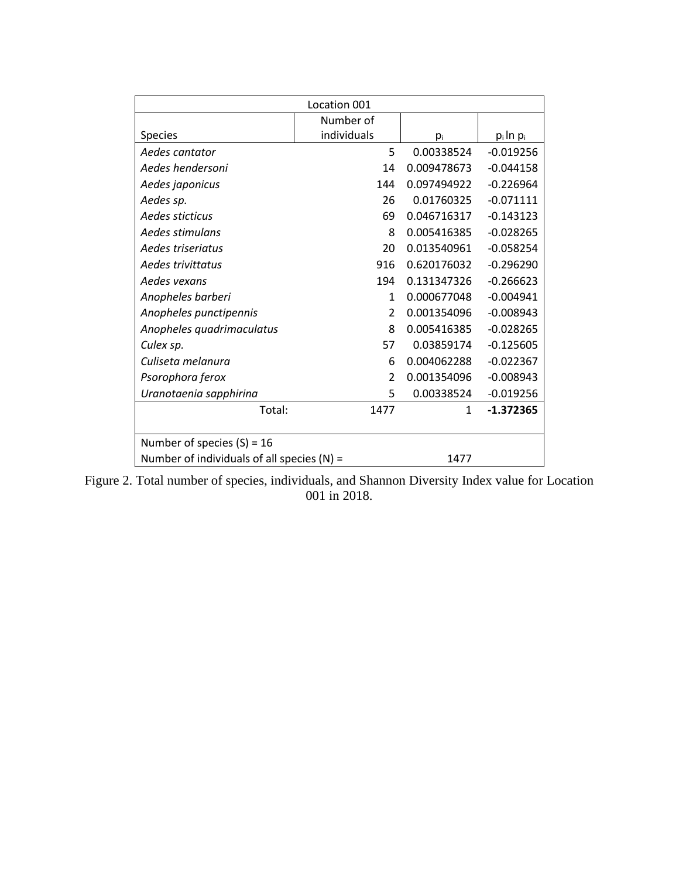| Location 001 | | | |
|---|---|---|---|
| Species | Number of individuals | $p_i$ | $p_i \ln p_i$ |
| *Aedes cantator* | 5 | 0.00338524 | -0.019256 |
| *Aedes hendersoni* | 14 | 0.009478673 | -0.044158 |
| *Aedes japonicus* | 144 | 0.097494922 | -0.226964 |
| *Aedes sp.* | 26 | 0.01760325 | -0.071111 |
| *Aedes sticticus* | 69 | 0.046716317 | -0.143123 |
| *Aedes stimulans* | 8 | 0.005416385 | -0.028265 |
| *Aedes triseriatus* | 20 | 0.013540961 | -0.058254 |
| *Aedes trivittatus* | 916 | 0.620176032 | -0.296290 |
| *Aedes vexans* | 194 | 0.131347326 | -0.266623 |
| *Anopheles barberi* | 1 | 0.000677048 | -0.004941 |
| *Anopheles punctipennis* | 2 | 0.001354096 | -0.008943 |
| *Anopheles quadrimaculatus* | 8 | 0.005416385 | -0.028265 |
| *Culex sp.* | 57 | 0.03859174 | -0.125605 |
| *Culiseta melanura* | 6 | 0.004062288 | -0.022367 |
| *Psorophora ferox* | 2 | 0.001354096 | -0.008943 |
| *Uranotaenia sapphirina* | 5 | 0.00338524 | -0.019256 |
| Total: | 1477 | 1 | **-1.372365** |
| Number of species (S) = 16 | | | |
| Number of individuals of all species (N) = | | 1477 | |

Figure 2. Total number of species, individuals, and Shannon Diversity Index value for Location 001 in 2018.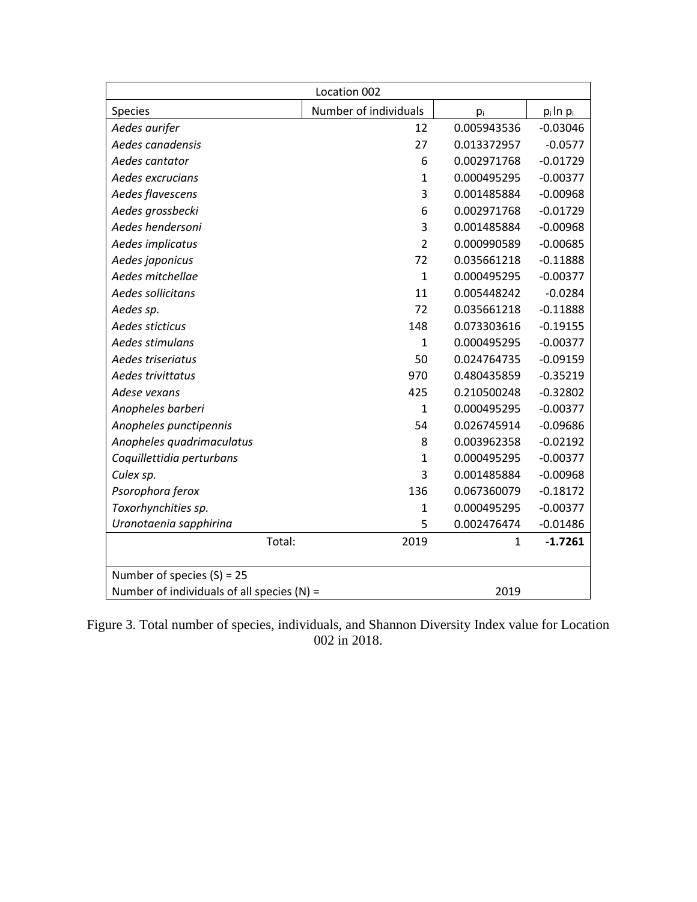| Location 002 | | | |
|---|---|---|---|
| Species | Number of individuals | $p_i$ | $p_i \ln p_i$ |
| *Aedes aurifer* | 12 | 0.005943536 | -0.03046 |
| *Aedes canadensis* | 27 | 0.013372957 | -0.0577 |
| *Aedes cantator* | 6 | 0.002971768 | -0.01729 |
| *Aedes excrucians* | 1 | 0.000495295 | -0.00377 |
| *Aedes flavescens* | 3 | 0.001485884 | -0.00968 |
| *Aedes grossbecki* | 6 | 0.002971768 | -0.01729 |
| *Aedes hendersoni* | 3 | 0.001485884 | -0.00968 |
| *Aedes implicatus* | 2 | 0.000990589 | -0.00685 |
| *Aedes japonicus* | 72 | 0.035661218 | -0.11888 |
| *Aedes mitchellae* | 1 | 0.000495295 | -0.00377 |
| *Aedes sollicitans* | 11 | 0.005448242 | -0.0284 |
| *Aedes sp.* | 72 | 0.035661218 | -0.11888 |
| *Aedes sticticus* | 148 | 0.073303616 | -0.19155 |
| *Aedes stimulans* | 1 | 0.000495295 | -0.00377 |
| *Aedes triseriatus* | 50 | 0.024764735 | -0.09159 |
| *Aedes trivittatus* | 970 | 0.480435859 | -0.35219 |
| *Adese vexans* | 425 | 0.210500248 | -0.32802 |
| *Anopheles barberi* | 1 | 0.000495295 | -0.00377 |
| *Anopheles punctipennis* | 54 | 0.026745914 | -0.09686 |
| *Anopheles quadrimaculatus* | 8 | 0.003962358 | -0.02192 |
| *Coquillettidia perturbans* | 1 | 0.000495295 | -0.00377 |
| *Culex sp.* | 3 | 0.001485884 | -0.00968 |
| *Psorophora ferox* | 136 | 0.067360079 | -0.18172 |
| *Toxorhynchities sp.* | 1 | 0.000495295 | -0.00377 |
| *Uranotaenia sapphirina* | 5 | 0.002476474 | -0.01486 |
| Total: | 2019 | 1 | **-1.7261** |
| Number of species (S) = 25 | | | |
| Number of individuals of all species (N) = | | 2019 | |

Figure 3. Total number of species, individuals, and Shannon Diversity Index value for Location 002 in 2018.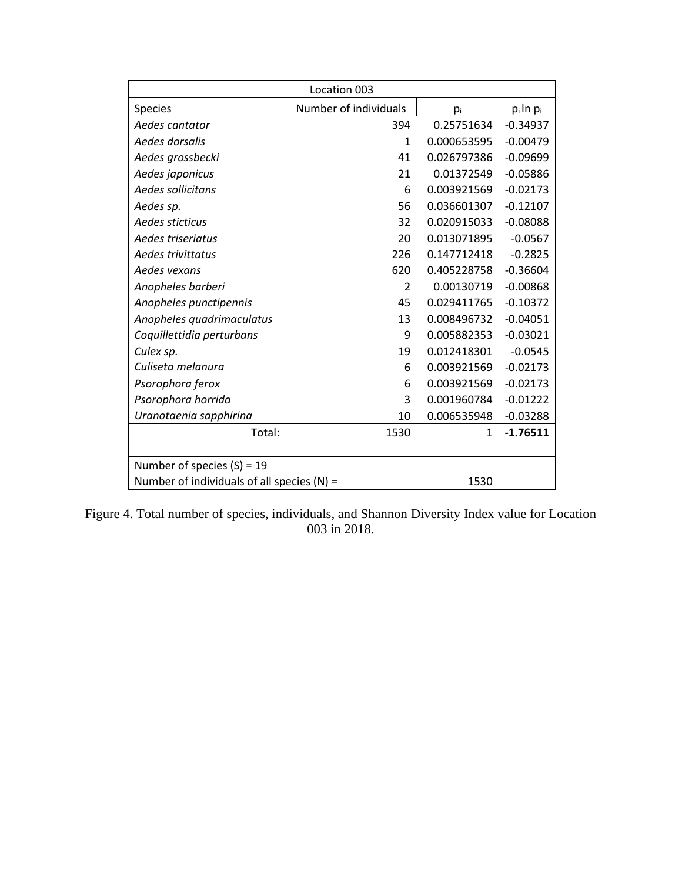| Location 003 | | | |
|---|---|---|---|
| Species | Number of individuals | $p_i$ | $p_i \ln p_i$ |
| *Aedes cantator* | 394 | 0.25751634 | -0.34937 |
| *Aedes dorsalis* | 1 | 0.000653595 | -0.00479 |
| *Aedes grossbecki* | 41 | 0.026797386 | -0.09699 |
| *Aedes japonicus* | 21 | 0.01372549 | -0.05886 |
| *Aedes sollicitans* | 6 | 0.003921569 | -0.02173 |
| *Aedes sp.* | 56 | 0.036601307 | -0.12107 |
| *Aedes sticticus* | 32 | 0.020915033 | -0.08088 |
| *Aedes triseriatus* | 20 | 0.013071895 | -0.0567 |
| *Aedes trivittatus* | 226 | 0.147712418 | -0.2825 |
| *Aedes vexans* | 620 | 0.405228758 | -0.36604 |
| *Anopheles barberi* | 2 | 0.00130719 | -0.00868 |
| *Anopheles punctipennis* | 45 | 0.029411765 | -0.10372 |
| *Anopheles quadrimaculatus* | 13 | 0.008496732 | -0.04051 |
| *Coquillettidia perturbans* | 9 | 0.005882353 | -0.03021 |
| *Culex sp.* | 19 | 0.012418301 | -0.0545 |
| *Culiseta melanura* | 6 | 0.003921569 | -0.02173 |
| *Psorophora ferox* | 6 | 0.003921569 | -0.02173 |
| *Psorophora horrida* | 3 | 0.001960784 | -0.01222 |
| *Uranotaenia sapphirina* | 10 | 0.006535948 | -0.03288 |
| Total: | 1530 | 1 | **-1.76511** |
| Number of species (S) = 19 | | | |
| Number of individuals of all species (N) = | | 1530 | |

Figure 4. Total number of species, individuals, and Shannon Diversity Index value for Location 003 in 2018.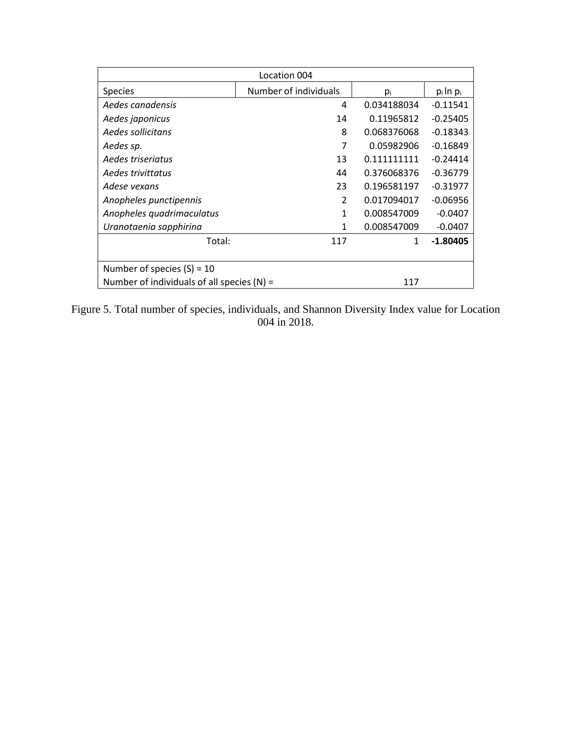| Location 004 | | | |
|---|---|---|---|
| Species | Number of individuals | $p_i$ | $p_i \ln p_i$ |
| *Aedes canadensis* | 4 | 0.034188034 | -0.11541 |
| *Aedes japonicus* | 14 | 0.11965812 | -0.25405 |
| *Aedes sollicitans* | 8 | 0.068376068 | -0.18343 |
| *Aedes sp.* | 7 | 0.05982906 | -0.16849 |
| *Aedes triseriatus* | 13 | 0.111111111 | -0.24414 |
| *Aedes trivittatus* | 44 | 0.376068376 | -0.36779 |
| *Adese vexans* | 23 | 0.196581197 | -0.31977 |
| *Anopheles punctipennis* | 2 | 0.017094017 | -0.06956 |
| *Anopheles quadrimaculatus* | 1 | 0.008547009 | -0.0407 |
| *Uranotaenia sapphirina* | 1 | 0.008547009 | -0.0407 |
| Total: | 117 | 1 | **-1.80405** |
| Number of species (S) = 10 | | | |
| Number of individuals of all species (N) = | | 117 | |

Figure 5. Total number of species, individuals, and Shannon Diversity Index value for Location 004 in 2018.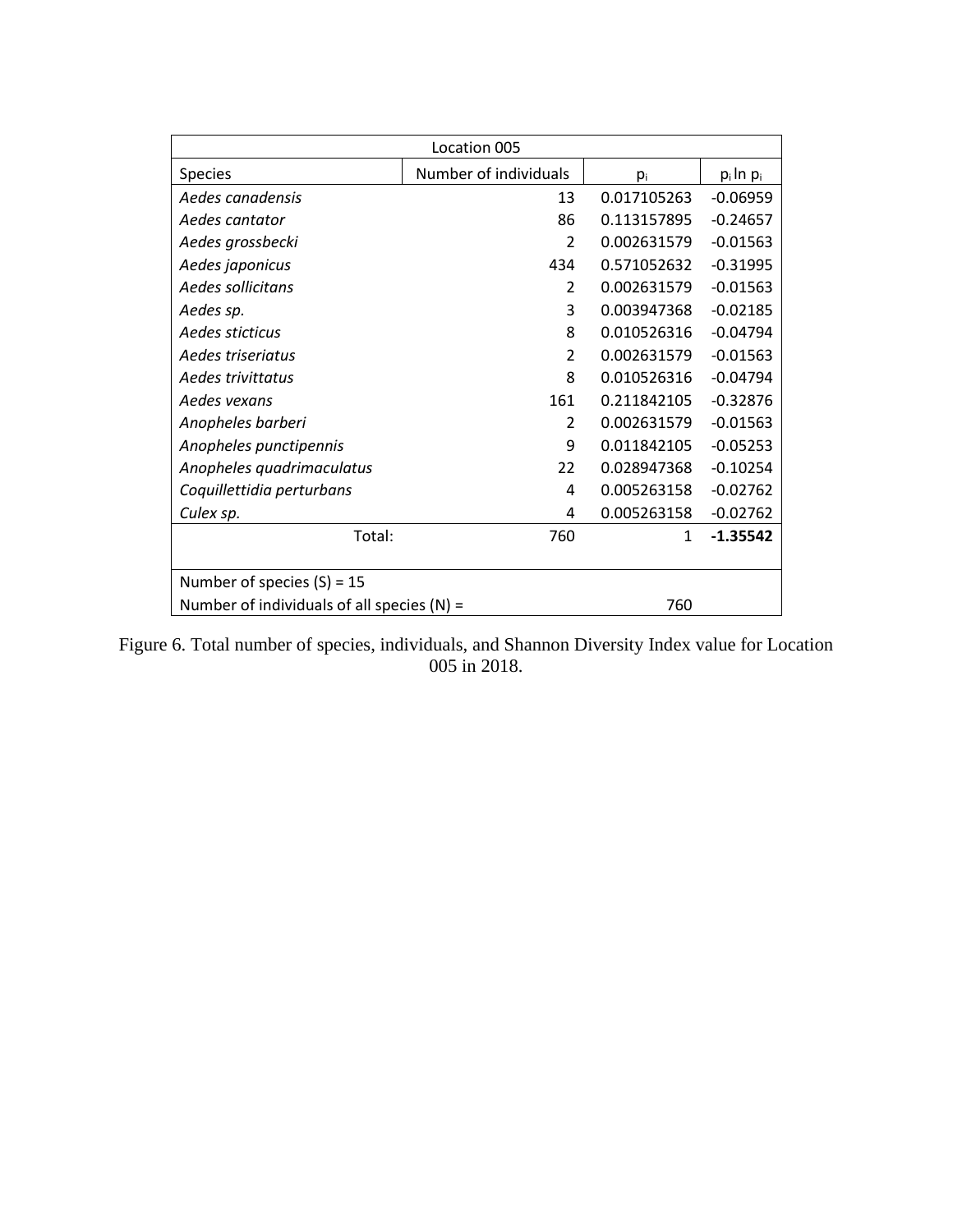| Location 005 | | | |
|---|---|---|---|
| Species | Number of individuals | $p_i$ | $p_i \ln p_i$ |
| *Aedes canadensis* | 13 | 0.017105263 | -0.06959 |
| *Aedes cantator* | 86 | 0.113157895 | -0.24657 |
| *Aedes grossbecki* | 2 | 0.002631579 | -0.01563 |
| *Aedes japonicus* | 434 | 0.571052632 | -0.31995 |
| *Aedes sollicitans* | 2 | 0.002631579 | -0.01563 |
| *Aedes sp.* | 3 | 0.003947368 | -0.02185 |
| *Aedes sticticus* | 8 | 0.010526316 | -0.04794 |
| *Aedes triseriatus* | 2 | 0.002631579 | -0.01563 |
| *Aedes trivittatus* | 8 | 0.010526316 | -0.04794 |
| *Aedes vexans* | 161 | 0.211842105 | -0.32876 |
| *Anopheles barberi* | 2 | 0.002631579 | -0.01563 |
| *Anopheles punctipennis* | 9 | 0.011842105 | -0.05253 |
| *Anopheles quadrimaculatus* | 22 | 0.028947368 | -0.10254 |
| *Coquillettidia perturbans* | 4 | 0.005263158 | -0.02762 |
| *Culex sp.* | 4 | 0.005263158 | -0.02762 |
| Total: | 760 | 1 | **-1.35542** |
| Number of species (S) = 15 | | | |
| Number of individuals of all species (N) = | | 760 | |

Figure 6. Total number of species, individuals, and Shannon Diversity Index value for Location 005 in 2018.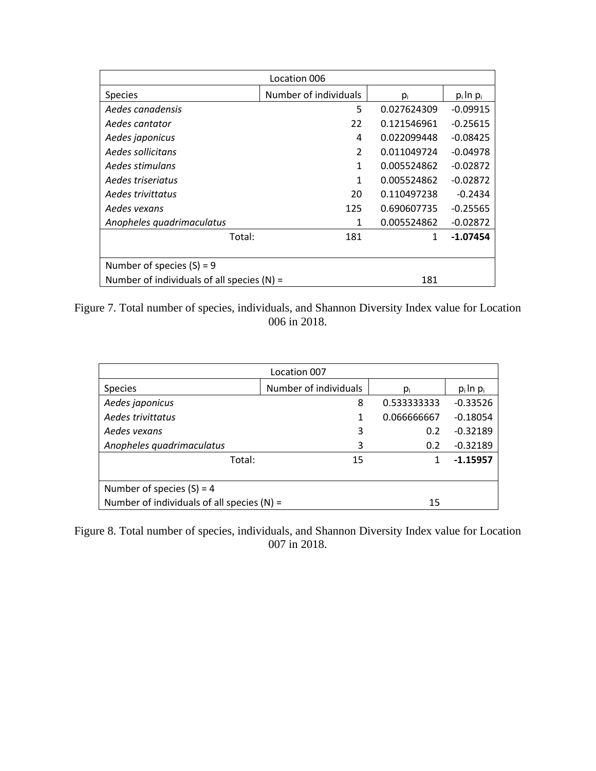| Location 006 | | | |
|---|---|---|---|
| Species | Number of individuals | $p_i$ | $p_i \ln p_i$ |
| *Aedes canadensis* | 5 | 0.027624309 | -0.09915 |
| *Aedes cantator* | 22 | 0.121546961 | -0.25615 |
| *Aedes japonicus* | 4 | 0.022099448 | -0.08425 |
| *Aedes sollicitans* | 2 | 0.011049724 | -0.04978 |
| *Aedes stimulans* | 1 | 0.005524862 | -0.02872 |
| *Aedes triseriatus* | 1 | 0.005524862 | -0.02872 |
| *Aedes trivittatus* | 20 | 0.110497238 | -0.2434 |
| *Aedes vexans* | 125 | 0.690607735 | -0.25565 |
| *Anopheles quadrimaculatus* | 1 | 0.005524862 | -0.02872 |
| Total: | 181 | 1 | **-1.07454** |
| Number of species (S) = 9 | | | |
| Number of individuals of all species (N) = | | 181 | |

Figure 7. Total number of species, individuals, and Shannon Diversity Index value for Location 006 in 2018.

| Location 007 | | | |
|---|---|---|---|
| Species | Number of individuals | $p_i$ | $p_i \ln p_i$ |
| *Aedes japonicus* | 8 | 0.533333333 | -0.33526 |
| *Aedes trivittatus* | 1 | 0.066666667 | -0.18054 |
| *Aedes vexans* | 3 | 0.2 | -0.32189 |
| *Anopheles quadrimaculatus* | 3 | 0.2 | -0.32189 |
| Total: | 15 | 1 | **-1.15957** |
| Number of species (S) = 4 | | | |
| Number of individuals of all species (N) = | | 15 | |

Figure 8. Total number of species, individuals, and Shannon Diversity Index value for Location 007 in 2018.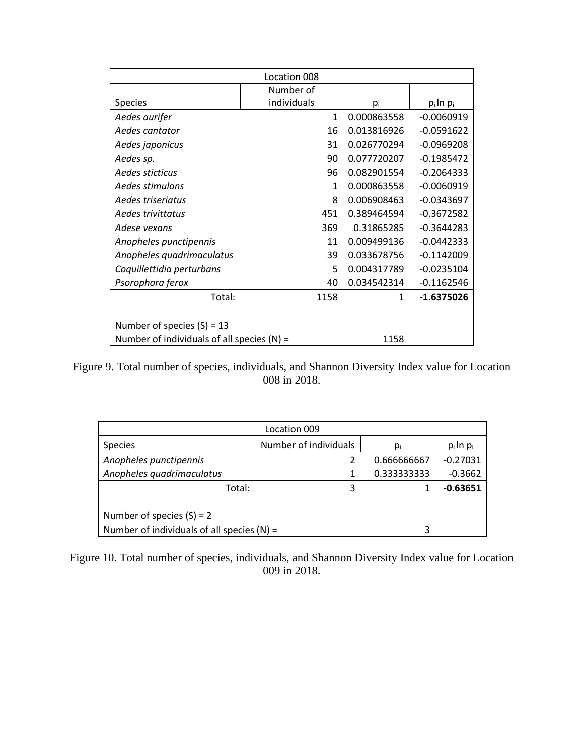| Location 008 | | | |
|---|---|---|---|
| Species | Number of individuals | $p_i$ | $p_i \ln p_i$ |
| *Aedes aurifer* | 1 | 0.000863558 | -0.0060919 |
| *Aedes cantator* | 16 | 0.013816926 | -0.0591622 |
| *Aedes japonicus* | 31 | 0.026770294 | -0.0969208 |
| *Aedes sp.* | 90 | 0.077720207 | -0.1985472 |
| *Aedes sticticus* | 96 | 0.082901554 | -0.2064333 |
| *Aedes stimulans* | 1 | 0.000863558 | -0.0060919 |
| *Aedes triseriatus* | 8 | 0.006908463 | -0.0343697 |
| *Aedes trivittatus* | 451 | 0.389464594 | -0.3672582 |
| *Adese vexans* | 369 | 0.31865285 | -0.3644283 |
| *Anopheles punctipennis* | 11 | 0.009499136 | -0.0442333 |
| *Anopheles quadrimaculatus* | 39 | 0.033678756 | -0.1142009 |
| *Coquillettidia perturbans* | 5 | 0.004317789 | -0.0235104 |
| *Psorophora ferox* | 40 | 0.034542314 | -0.1162546 |
| Total: | 1158 | 1 | **-1.6375026** |
| Number of species (S) = 13 | | | |
| Number of individuals of all species (N) = | | 1158 | |

Figure 9. Total number of species, individuals, and Shannon Diversity Index value for Location 008 in 2018.

| Location 009 | | | |
|---|---|---|---|
| Species | Number of individuals | $p_i$ | $p_i \ln p_i$ |
| *Anopheles punctipennis* | 2 | 0.666666667 | -0.27031 |
| *Anopheles quadrimaculatus* | 1 | 0.333333333 | -0.3662 |
| Total: | 3 | 1 | **-0.63651** |
| Number of species (S) = 2 | | | |
| Number of individuals of all species (N) = | | 3 | |

Figure 10. Total number of species, individuals, and Shannon Diversity Index value for Location 009 in 2018.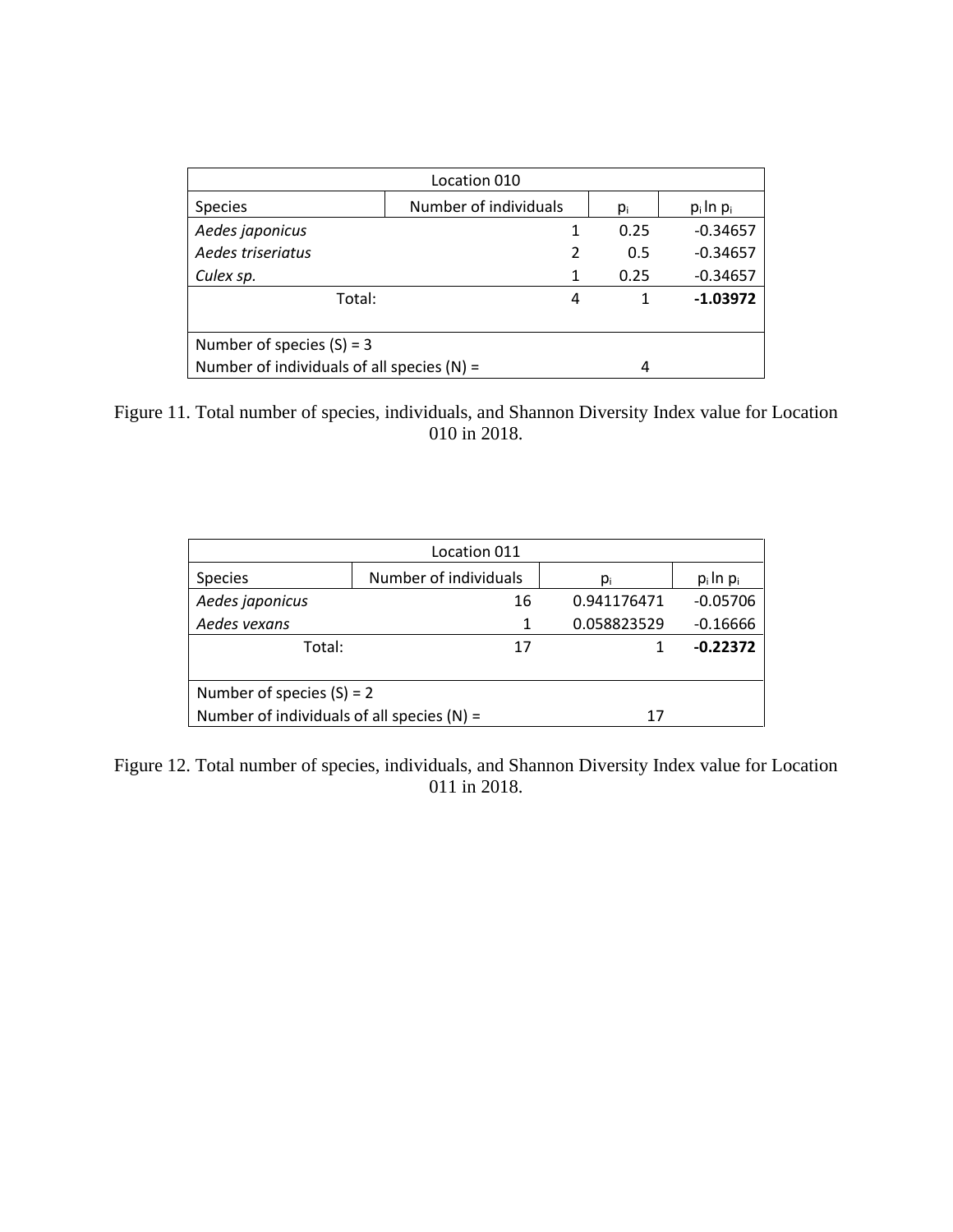| Location 010 | | | |
|---|---|---|---|
| Species | Number of individuals | $p_i$ | $p_i \ln p_i$ |
| *Aedes japonicus* | 1 | 0.25 | -0.34657 |
| *Aedes triseriatus* | 2 | 0.5 | -0.34657 |
| *Culex sp.* | 1 | 0.25 | -0.34657 |
| Total: | 4 | 1 | **-1.03972** |
| Number of species (S) = 3 | | | |
| Number of individuals of all species (N) = | | 4 | |

Figure 11. Total number of species, individuals, and Shannon Diversity Index value for Location 010 in 2018.

| Location 011 | | | |
|---|---|---|---|
| Species | Number of individuals | $p_i$ | $p_i \ln p_i$ |
| *Aedes japonicus* | 16 | 0.941176471 | -0.05706 |
| *Aedes vexans* | 1 | 0.058823529 | -0.16666 |
| Total: | 17 | 1 | **-0.22372** |
| Number of species (S) = 2 | | | |
| Number of individuals of all species (N) = | | 17 | |

Figure 12. Total number of species, individuals, and Shannon Diversity Index value for Location 011 in 2018.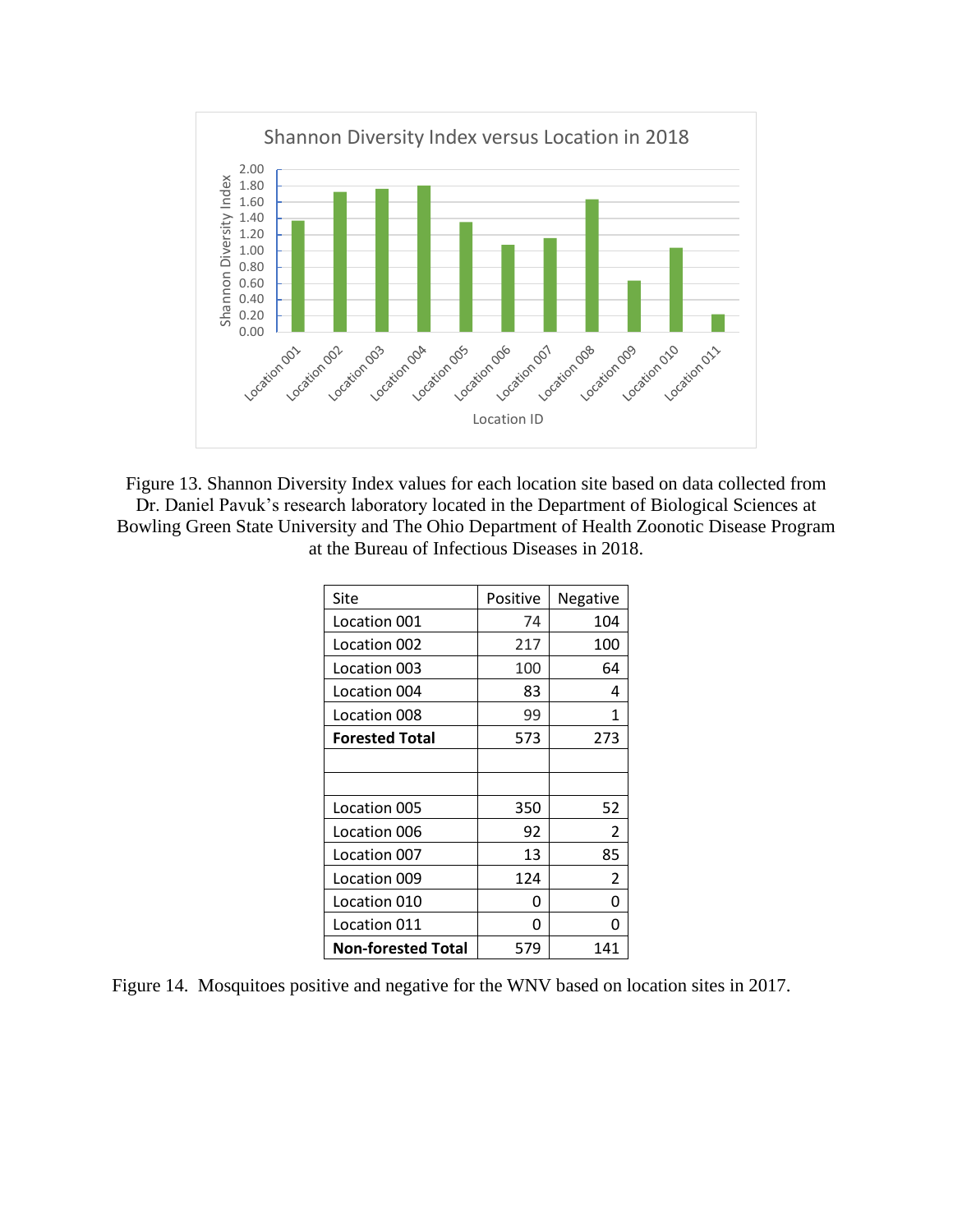Figure 13. Shannon Diversity Index values for each location site based on data collected from Dr. Daniel Pavuk's research laboratory located in the Department of Biological Sciences at Bowling Green State University and The Ohio Department of Health Zoonotic Disease Program at the Bureau of Infectious Diseases in 2018.

| Site | Positive | Negative |
|---|---|---|
| Location 001 | 74 | 104 |
| Location 002 | 217 | 100 |
| Location 003 | 100 | 64 |
| Location 004 | 83 | 4 |
| Location 008 | 99 | 1 |
| **Forested Total** | 573 | 273 |
| | | |
| | | |
| Location 005 | 350 | 52 |
| Location 006 | 92 | 2 |
| Location 007 | 13 | 85 |
| Location 009 | 124 | 2 |
| Location 010 | 0 | 0 |
| Location 011 | 0 | 0 |
| **Non-forested Total** | 579 | 141 |

Figure 14. Mosquitoes positive and negative for the WNV based on location sites in 2017.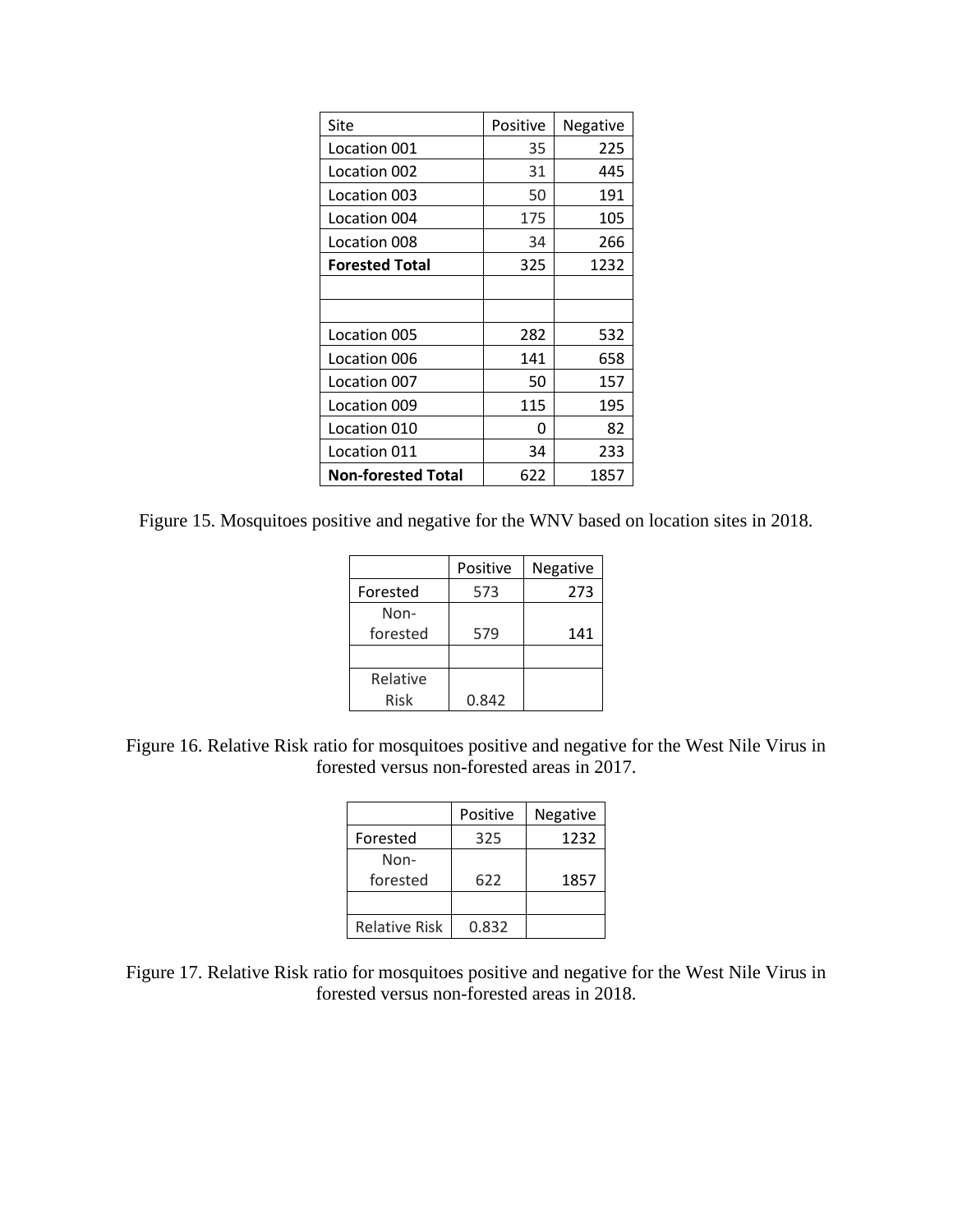| Site | Positive | Negative |
|---|---|---|
| Location 001 | 35 | 225 |
| Location 002 | 31 | 445 |
| Location 003 | 50 | 191 |
| Location 004 | 175 | 105 |
| Location 008 | 34 | 266 |
| **Forested Total** | 325 | 1232 |
| | | |
| | | |
| Location 005 | 282 | 532 |
| Location 006 | 141 | 658 |
| Location 007 | 50 | 157 |
| Location 009 | 115 | 195 |
| Location 010 | 0 | 82 |
| Location 011 | 34 | 233 |
| **Non-forested Total** | 622 | 1857 |

Figure 15. Mosquitoes positive and negative for the WNV based on location sites in 2018.

| | Positive | Negative |
|---|---|---|
| Forested | 573 | 273 |
| Non-forested | 579 | 141 |
| | | |
| Relative Risk | 0.842 | |

Figure 16. Relative Risk ratio for mosquitoes positive and negative for the West Nile Virus in forested versus non-forested areas in 2017.

| | Positive | Negative |
|---|---|---|
| Forested | 325 | 1232 |
| Non-forested | 622 | 1857 |
| | | |
| Relative Risk | 0.832 | |

Figure 17. Relative Risk ratio for mosquitoes positive and negative for the West Nile Virus in forested versus non-forested areas in 2018.